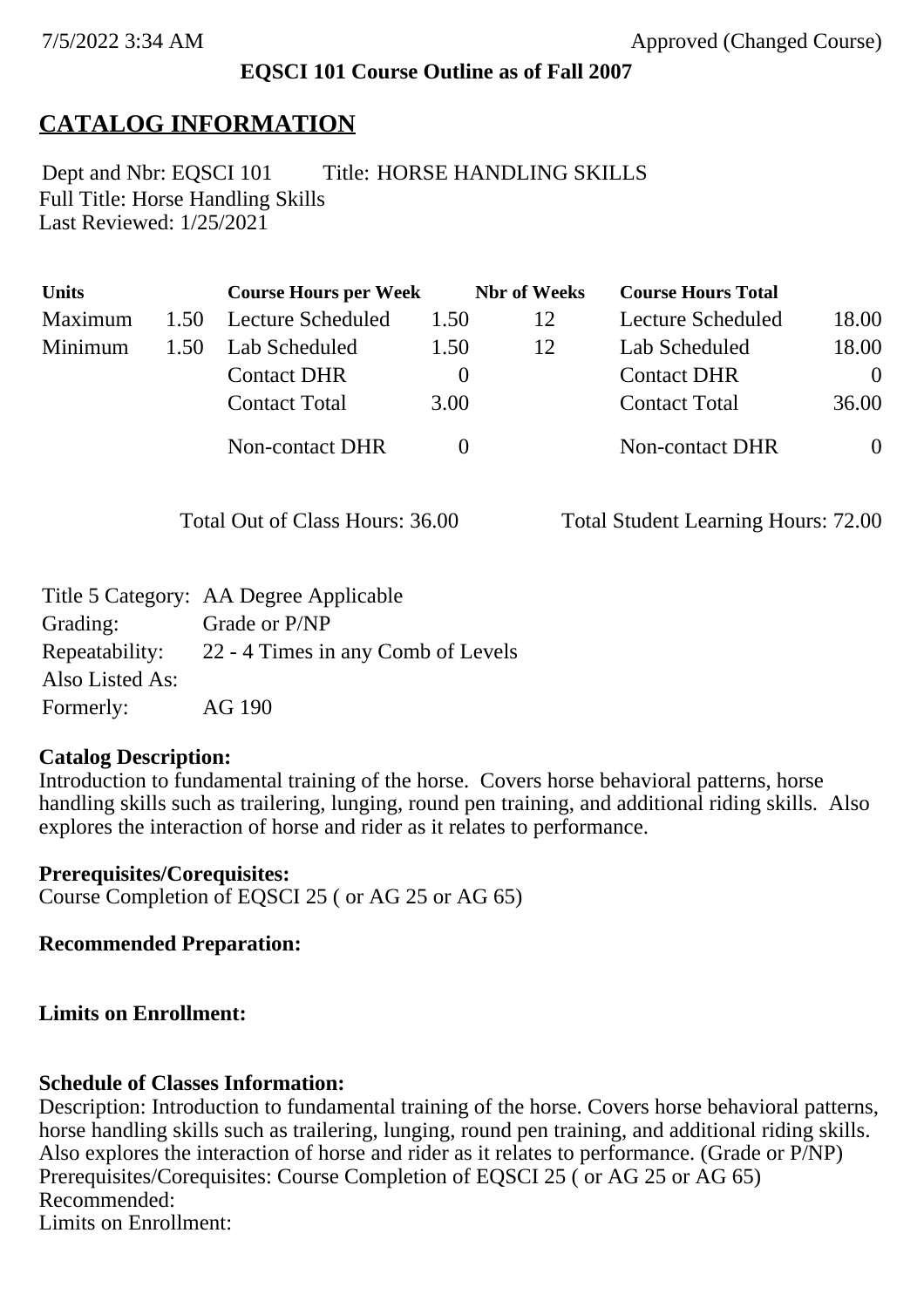7/5/2022 3:34 AM Approved (Changed Course)

**EQSCI 101 Course Outline as of Fall 2007**

# CATALOG INFORMATION

Dept and Nbr: EQSCI 101 Title: HORSE HANDLING SKILLS
Full Title: Horse Handling Skills
Last Reviewed: 1/25/2021

| Units | | Course Hours per Week | | Nbr of Weeks | Course Hours Total | |
|---|---|---|---|---|---|---|
| Maximum | 1.50 | Lecture Scheduled | 1.50 | 12 | Lecture Scheduled | 18.00 |
| Minimum | 1.50 | Lab Scheduled | 1.50 | 12 | Lab Scheduled | 18.00 |
| | | Contact DHR | 0 | | Contact DHR | 0 |
| | | Contact Total | 3.00 | | Contact Total | 36.00 |
| | | Non-contact DHR | 0 | | Non-contact DHR | 0 |

Total Out of Class Hours: 36.00 Total Student Learning Hours: 72.00

| | |
|---|---|
| Title 5 Category: | AA Degree Applicable |
| Grading: | Grade or P/NP |
| Repeatability: | 22 - 4 Times in any Comb of Levels |
| Also Listed As: | |
| Formerly: | AG 190 |

**Catalog Description:**
Introduction to fundamental training of the horse. Covers horse behavioral patterns, horse handling skills such as trailering, lunging, round pen training, and additional riding skills. Also explores the interaction of horse and rider as it relates to performance.

**Prerequisites/Corequisites:**
Course Completion of EQSCI 25 ( or AG 25 or AG 65)

**Recommended Preparation:**

**Limits on Enrollment:**

**Schedule of Classes Information:**
Description: Introduction to fundamental training of the horse. Covers horse behavioral patterns, horse handling skills such as trailering, lunging, round pen training, and additional riding skills. Also explores the interaction of horse and rider as it relates to performance. (Grade or P/NP)
Prerequisites/Corequisites: Course Completion of EQSCI 25 ( or AG 25 or AG 65)
Recommended:
Limits on Enrollment: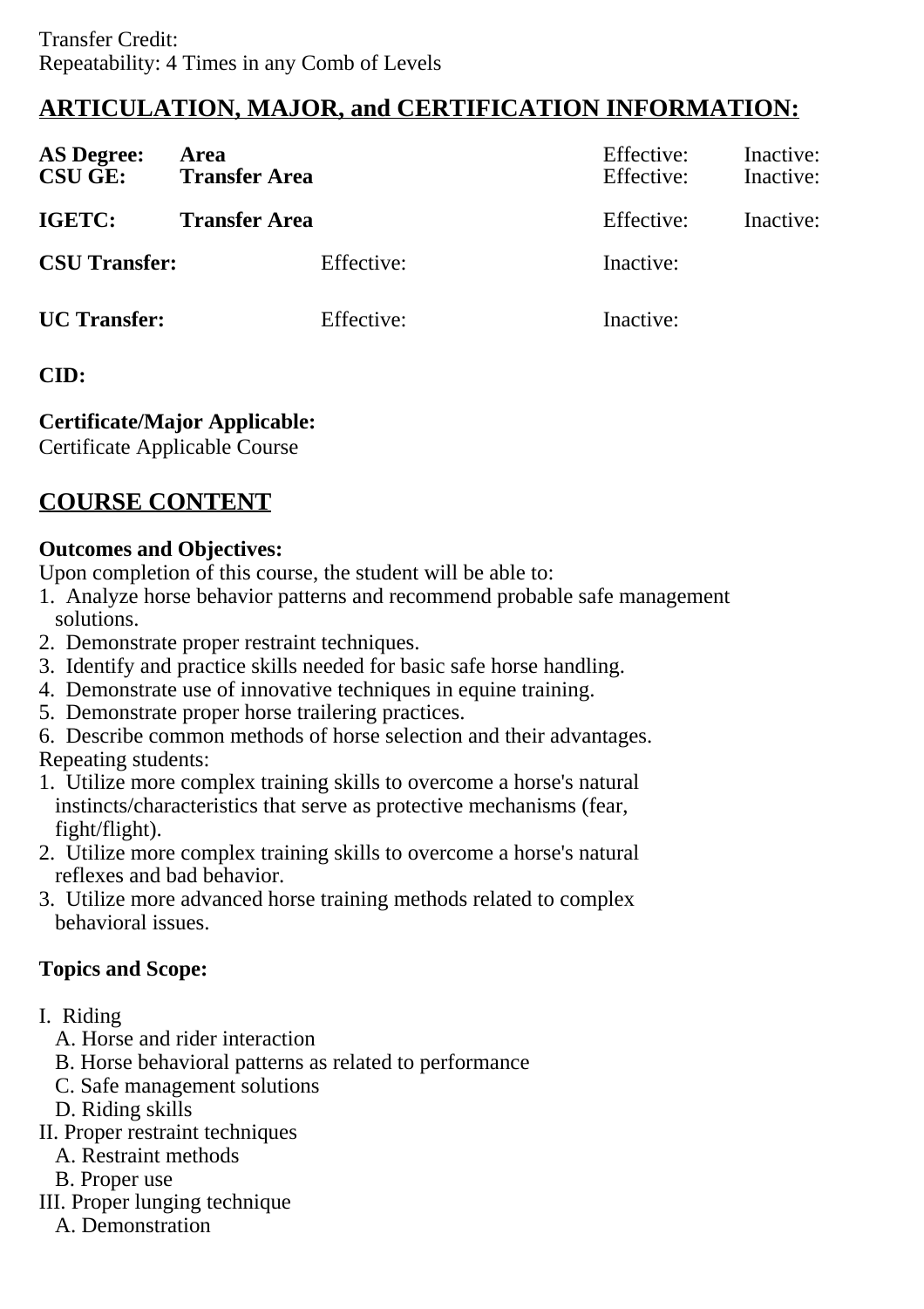Transfer Credit:
Repeatability: 4 Times in any Comb of Levels

## ARTICULATION, MAJOR, and CERTIFICATION INFORMATION:

| | | | | |
|---|---|---|---|---|
| **AS Degree:** | **Area** | | Effective: | Inactive: |
| **CSU GE:** | **Transfer Area** | | Effective: | Inactive: |
| **IGETC:** | **Transfer Area** | | Effective: | Inactive: |
| **CSU Transfer:** | | Effective: | Inactive: | |
| **UC Transfer:** | | Effective: | Inactive: | |

**CID:**

**Certificate/Major Applicable:**
Certificate Applicable Course

## COURSE CONTENT

**Outcomes and Objectives:**
Upon completion of this course, the student will be able to:
1. Analyze horse behavior patterns and recommend probable safe management solutions.
2. Demonstrate proper restraint techniques.
3. Identify and practice skills needed for basic safe horse handling.
4. Demonstrate use of innovative techniques in equine training.
5. Demonstrate proper horse trailering practices.
6. Describe common methods of horse selection and their advantages.

Repeating students:
1. Utilize more complex training skills to overcome a horse's natural instincts/characteristics that serve as protective mechanisms (fear, fight/flight).
2. Utilize more complex training skills to overcome a horse's natural reflexes and bad behavior.
3. Utilize more advanced horse training methods related to complex behavioral issues.

**Topics and Scope:**

I. Riding
   A. Horse and rider interaction
   B. Horse behavioral patterns as related to performance
   C. Safe management solutions
   D. Riding skills
II. Proper restraint techniques
   A. Restraint methods
   B. Proper use
III. Proper lunging technique
   A. Demonstration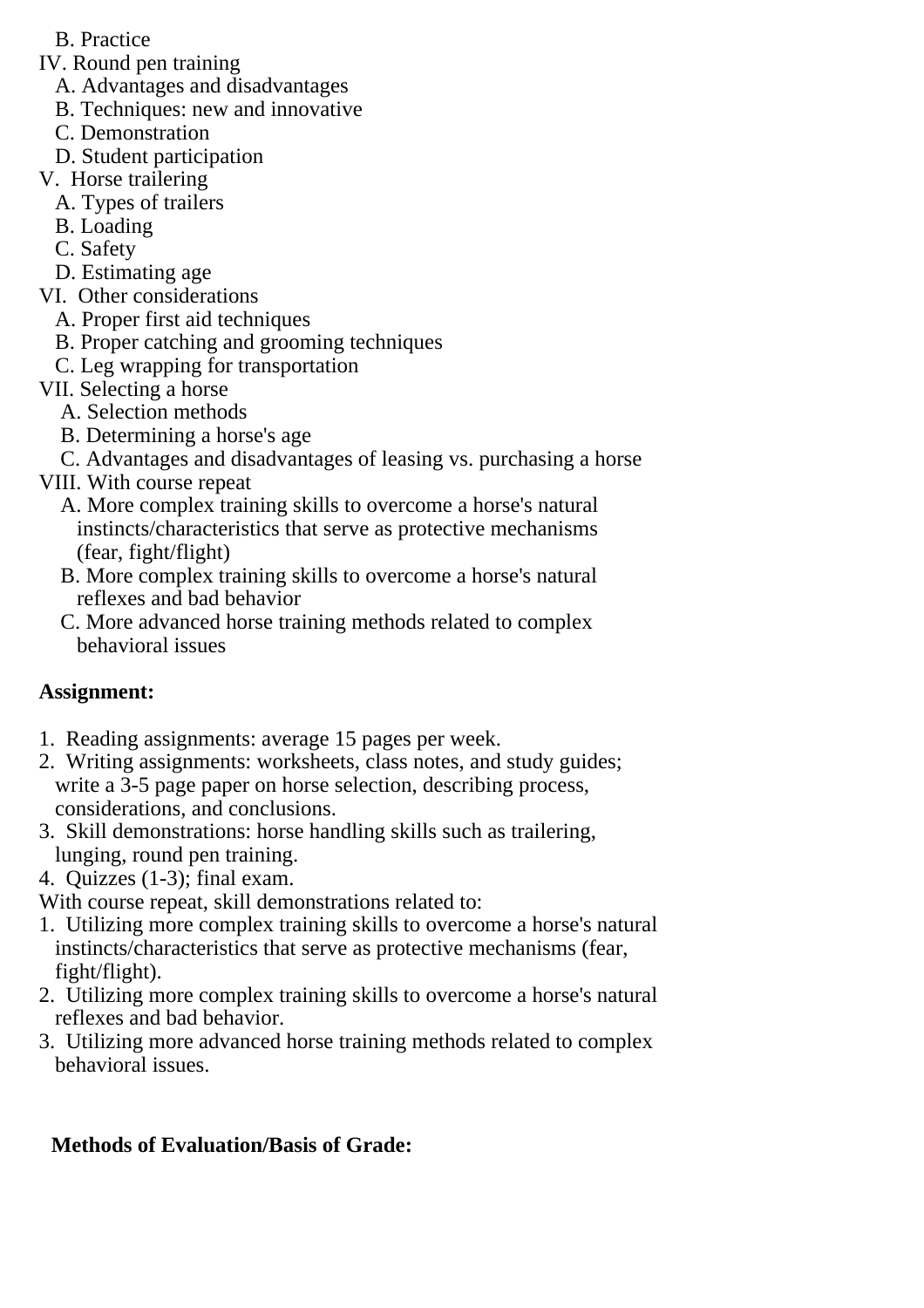B. Practice

IV. Round pen training
   A. Advantages and disadvantages
   B. Techniques: new and innovative
   C. Demonstration
   D. Student participation

V. Horse trailering
   A. Types of trailers
   B. Loading
   C. Safety
   D. Estimating age

VI. Other considerations
   A. Proper first aid techniques
   B. Proper catching and grooming techniques
   C. Leg wrapping for transportation

VII. Selecting a horse
   A. Selection methods
   B. Determining a horse's age
   C. Advantages and disadvantages of leasing vs. purchasing a horse

VIII. With course repeat
   A. More complex training skills to overcome a horse's natural instincts/characteristics that serve as protective mechanisms (fear, fight/flight)
   B. More complex training skills to overcome a horse's natural reflexes and bad behavior
   C. More advanced horse training methods related to complex behavioral issues

**Assignment:**

1. Reading assignments: average 15 pages per week.
2. Writing assignments: worksheets, class notes, and study guides; write a 3-5 page paper on horse selection, describing process, considerations, and conclusions.
3. Skill demonstrations: horse handling skills such as trailering, lunging, round pen training.
4. Quizzes (1-3); final exam.

With course repeat, skill demonstrations related to:

1. Utilizing more complex training skills to overcome a horse's natural instincts/characteristics that serve as protective mechanisms (fear, fight/flight).
2. Utilizing more complex training skills to overcome a horse's natural reflexes and bad behavior.
3. Utilizing more advanced horse training methods related to complex behavioral issues.

**Methods of Evaluation/Basis of Grade:**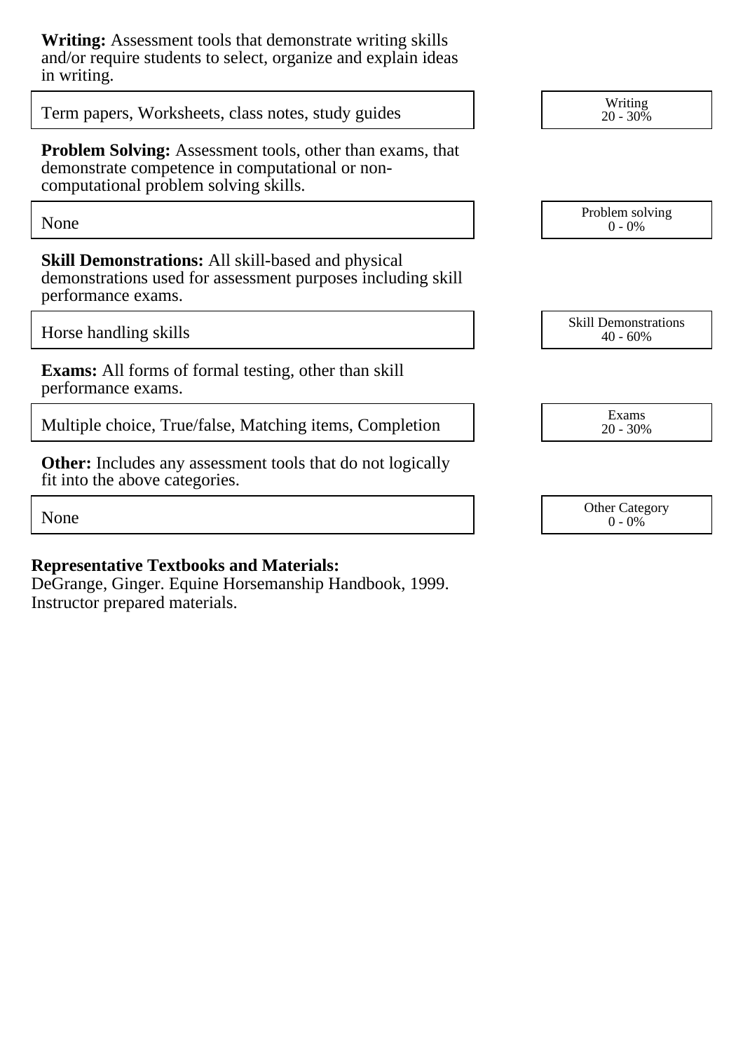**Writing:** Assessment tools that demonstrate writing skills and/or require students to select, organize and explain ideas in writing.

| | |
|---|---|
| Term papers, Worksheets, class notes, study guides | Writing<br>20 - 30% |

**Problem Solving:** Assessment tools, other than exams, that demonstrate competence in computational or non-computational problem solving skills.

| | |
|---|---|
| None | Problem solving<br>0 - 0% |

**Skill Demonstrations:** All skill-based and physical demonstrations used for assessment purposes including skill performance exams.

| | |
|---|---|
| Horse handling skills | Skill Demonstrations<br>40 - 60% |

**Exams:** All forms of formal testing, other than skill performance exams.

| | |
|---|---|
| Multiple choice, True/false, Matching items, Completion | Exams<br>20 - 30% |

**Other:** Includes any assessment tools that do not logically fit into the above categories.

| | |
|---|---|
| None | Other Category<br>0 - 0% |

**Representative Textbooks and Materials:**
DeGrange, Ginger. Equine Horsemanship Handbook, 1999.
Instructor prepared materials.